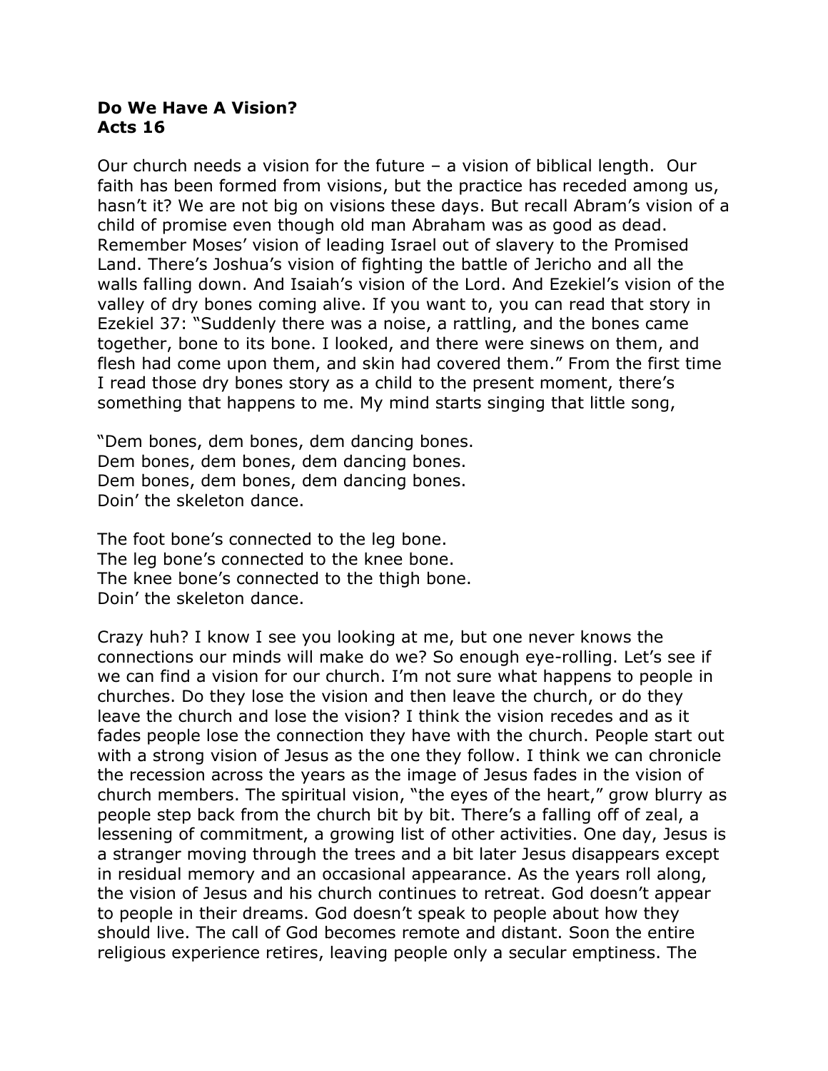**Do We Have A Vision?**
**Acts 16**

Our church needs a vision for the future – a vision of biblical length. Our faith has been formed from visions, but the practice has receded among us, hasn't it? We are not big on visions these days. But recall Abram's vision of a child of promise even though old man Abraham was as good as dead. Remember Moses' vision of leading Israel out of slavery to the Promised Land. There's Joshua's vision of fighting the battle of Jericho and all the walls falling down. And Isaiah's vision of the Lord. And Ezekiel's vision of the valley of dry bones coming alive. If you want to, you can read that story in Ezekiel 37: "Suddenly there was a noise, a rattling, and the bones came together, bone to its bone. I looked, and there were sinews on them, and flesh had come upon them, and skin had covered them." From the first time I read those dry bones story as a child to the present moment, there's something that happens to me. My mind starts singing that little song,

"Dem bones, dem bones, dem dancing bones.
Dem bones, dem bones, dem dancing bones.
Dem bones, dem bones, dem dancing bones.
Doin' the skeleton dance.

The foot bone's connected to the leg bone.
The leg bone's connected to the knee bone.
The knee bone's connected to the thigh bone.
Doin' the skeleton dance.

Crazy huh? I know I see you looking at me, but one never knows the connections our minds will make do we? So enough eye-rolling. Let's see if we can find a vision for our church. I'm not sure what happens to people in churches. Do they lose the vision and then leave the church, or do they leave the church and lose the vision? I think the vision recedes and as it fades people lose the connection they have with the church. People start out with a strong vision of Jesus as the one they follow. I think we can chronicle the recession across the years as the image of Jesus fades in the vision of church members. The spiritual vision, "the eyes of the heart," grow blurry as people step back from the church bit by bit. There's a falling off of zeal, a lessening of commitment, a growing list of other activities. One day, Jesus is a stranger moving through the trees and a bit later Jesus disappears except in residual memory and an occasional appearance. As the years roll along, the vision of Jesus and his church continues to retreat. God doesn't appear to people in their dreams. God doesn't speak to people about how they should live. The call of God becomes remote and distant. Soon the entire religious experience retires, leaving people only a secular emptiness. The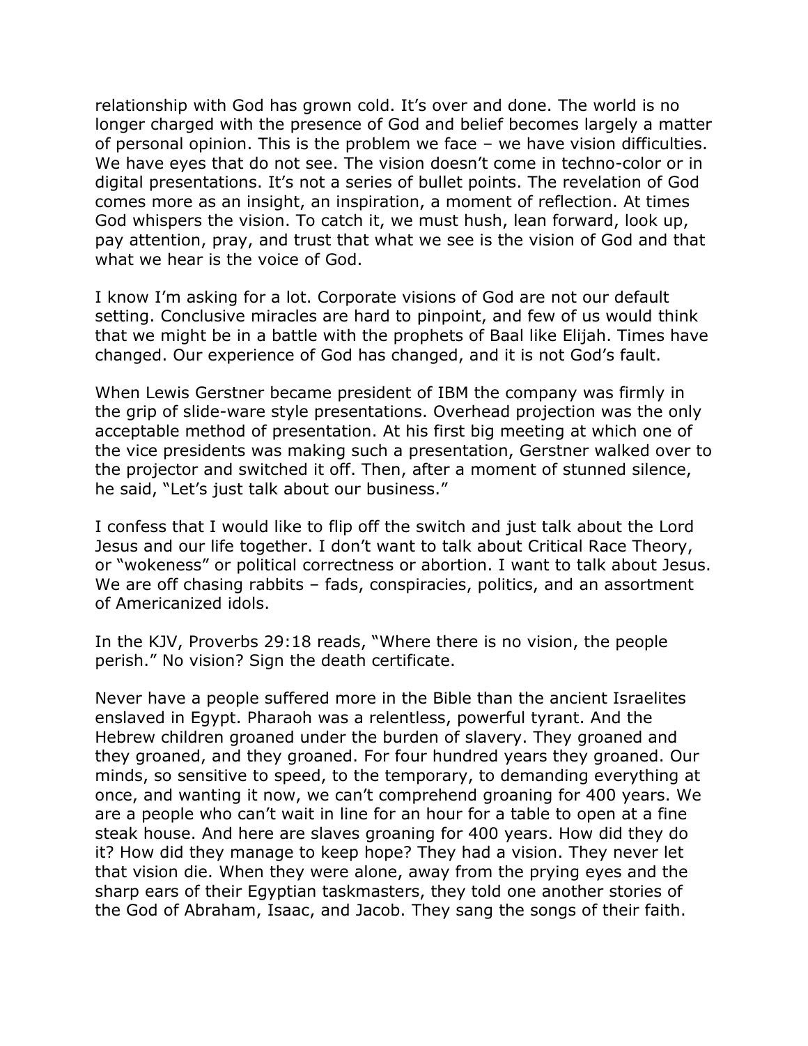relationship with God has grown cold. It's over and done. The world is no longer charged with the presence of God and belief becomes largely a matter of personal opinion. This is the problem we face – we have vision difficulties. We have eyes that do not see. The vision doesn't come in techno-color or in digital presentations. It's not a series of bullet points. The revelation of God comes more as an insight, an inspiration, a moment of reflection. At times God whispers the vision. To catch it, we must hush, lean forward, look up, pay attention, pray, and trust that what we see is the vision of God and that what we hear is the voice of God.

I know I'm asking for a lot. Corporate visions of God are not our default setting. Conclusive miracles are hard to pinpoint, and few of us would think that we might be in a battle with the prophets of Baal like Elijah. Times have changed. Our experience of God has changed, and it is not God's fault.

When Lewis Gerstner became president of IBM the company was firmly in the grip of slide-ware style presentations. Overhead projection was the only acceptable method of presentation. At his first big meeting at which one of the vice presidents was making such a presentation, Gerstner walked over to the projector and switched it off. Then, after a moment of stunned silence, he said, "Let's just talk about our business."

I confess that I would like to flip off the switch and just talk about the Lord Jesus and our life together. I don't want to talk about Critical Race Theory, or "wokeness" or political correctness or abortion. I want to talk about Jesus. We are off chasing rabbits – fads, conspiracies, politics, and an assortment of Americanized idols.

In the KJV, Proverbs 29:18 reads, "Where there is no vision, the people perish." No vision? Sign the death certificate.

Never have a people suffered more in the Bible than the ancient Israelites enslaved in Egypt. Pharaoh was a relentless, powerful tyrant. And the Hebrew children groaned under the burden of slavery. They groaned and they groaned, and they groaned. For four hundred years they groaned. Our minds, so sensitive to speed, to the temporary, to demanding everything at once, and wanting it now, we can't comprehend groaning for 400 years. We are a people who can't wait in line for an hour for a table to open at a fine steak house. And here are slaves groaning for 400 years. How did they do it? How did they manage to keep hope? They had a vision. They never let that vision die. When they were alone, away from the prying eyes and the sharp ears of their Egyptian taskmasters, they told one another stories of the God of Abraham, Isaac, and Jacob. They sang the songs of their faith.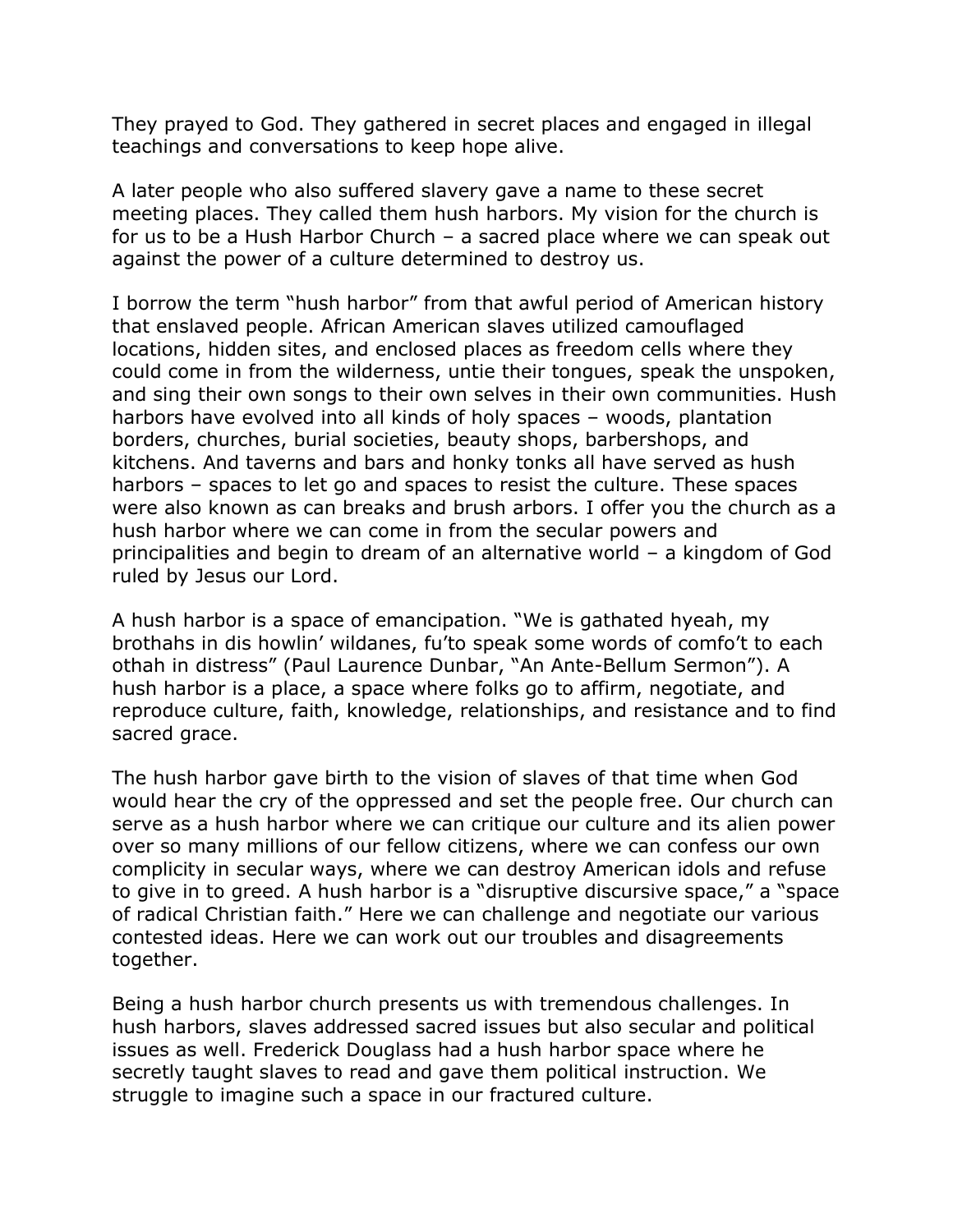They prayed to God. They gathered in secret places and engaged in illegal teachings and conversations to keep hope alive.

A later people who also suffered slavery gave a name to these secret meeting places. They called them hush harbors. My vision for the church is for us to be a Hush Harbor Church – a sacred place where we can speak out against the power of a culture determined to destroy us.

I borrow the term "hush harbor" from that awful period of American history that enslaved people. African American slaves utilized camouflaged locations, hidden sites, and enclosed places as freedom cells where they could come in from the wilderness, untie their tongues, speak the unspoken, and sing their own songs to their own selves in their own communities. Hush harbors have evolved into all kinds of holy spaces – woods, plantation borders, churches, burial societies, beauty shops, barbershops, and kitchens. And taverns and bars and honky tonks all have served as hush harbors – spaces to let go and spaces to resist the culture. These spaces were also known as can breaks and brush arbors. I offer you the church as a hush harbor where we can come in from the secular powers and principalities and begin to dream of an alternative world – a kingdom of God ruled by Jesus our Lord.

A hush harbor is a space of emancipation. "We is gathated hyeah, my brothahs in dis howlin' wildanes, fu'to speak some words of comfo't to each othah in distress" (Paul Laurence Dunbar, "An Ante-Bellum Sermon"). A hush harbor is a place, a space where folks go to affirm, negotiate, and reproduce culture, faith, knowledge, relationships, and resistance and to find sacred grace.

The hush harbor gave birth to the vision of slaves of that time when God would hear the cry of the oppressed and set the people free. Our church can serve as a hush harbor where we can critique our culture and its alien power over so many millions of our fellow citizens, where we can confess our own complicity in secular ways, where we can destroy American idols and refuse to give in to greed. A hush harbor is a "disruptive discursive space," a "space of radical Christian faith." Here we can challenge and negotiate our various contested ideas. Here we can work out our troubles and disagreements together.

Being a hush harbor church presents us with tremendous challenges. In hush harbors, slaves addressed sacred issues but also secular and political issues as well. Frederick Douglass had a hush harbor space where he secretly taught slaves to read and gave them political instruction. We struggle to imagine such a space in our fractured culture.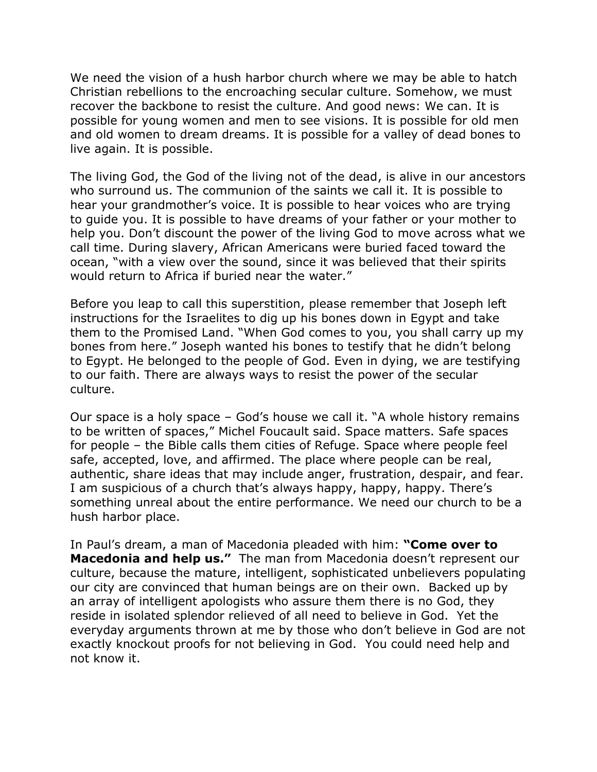We need the vision of a hush harbor church where we may be able to hatch Christian rebellions to the encroaching secular culture. Somehow, we must recover the backbone to resist the culture. And good news: We can. It is possible for young women and men to see visions. It is possible for old men and old women to dream dreams. It is possible for a valley of dead bones to live again. It is possible.

The living God, the God of the living not of the dead, is alive in our ancestors who surround us. The communion of the saints we call it. It is possible to hear your grandmother's voice. It is possible to hear voices who are trying to guide you. It is possible to have dreams of your father or your mother to help you. Don't discount the power of the living God to move across what we call time. During slavery, African Americans were buried faced toward the ocean, "with a view over the sound, since it was believed that their spirits would return to Africa if buried near the water."

Before you leap to call this superstition, please remember that Joseph left instructions for the Israelites to dig up his bones down in Egypt and take them to the Promised Land. "When God comes to you, you shall carry up my bones from here." Joseph wanted his bones to testify that he didn't belong to Egypt. He belonged to the people of God. Even in dying, we are testifying to our faith. There are always ways to resist the power of the secular culture.

Our space is a holy space – God's house we call it. "A whole history remains to be written of spaces," Michel Foucault said. Space matters. Safe spaces for people – the Bible calls them cities of Refuge. Space where people feel safe, accepted, love, and affirmed. The place where people can be real, authentic, share ideas that may include anger, frustration, despair, and fear. I am suspicious of a church that's always happy, happy, happy. There's something unreal about the entire performance. We need our church to be a hush harbor place.

In Paul's dream, a man of Macedonia pleaded with him: **"Come over to Macedonia and help us."** The man from Macedonia doesn't represent our culture, because the mature, intelligent, sophisticated unbelievers populating our city are convinced that human beings are on their own. Backed up by an array of intelligent apologists who assure them there is no God, they reside in isolated splendor relieved of all need to believe in God. Yet the everyday arguments thrown at me by those who don't believe in God are not exactly knockout proofs for not believing in God. You could need help and not know it.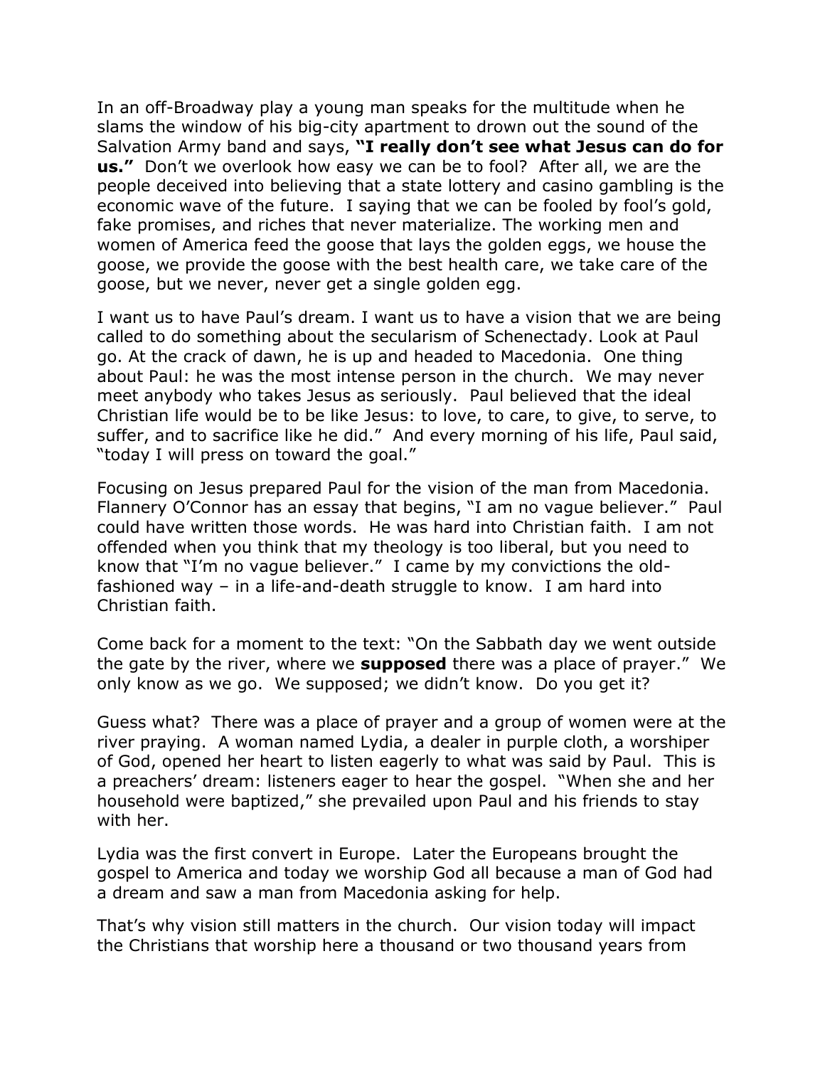In an off-Broadway play a young man speaks for the multitude when he slams the window of his big-city apartment to drown out the sound of the Salvation Army band and says, **"I really don't see what Jesus can do for us."** Don't we overlook how easy we can be to fool? After all, we are the people deceived into believing that a state lottery and casino gambling is the economic wave of the future. I saying that we can be fooled by fool's gold, fake promises, and riches that never materialize. The working men and women of America feed the goose that lays the golden eggs, we house the goose, we provide the goose with the best health care, we take care of the goose, but we never, never get a single golden egg.

I want us to have Paul's dream. I want us to have a vision that we are being called to do something about the secularism of Schenectady. Look at Paul go. At the crack of dawn, he is up and headed to Macedonia. One thing about Paul: he was the most intense person in the church. We may never meet anybody who takes Jesus as seriously. Paul believed that the ideal Christian life would be to be like Jesus: to love, to care, to give, to serve, to suffer, and to sacrifice like he did." And every morning of his life, Paul said, "today I will press on toward the goal."

Focusing on Jesus prepared Paul for the vision of the man from Macedonia. Flannery O'Connor has an essay that begins, "I am no vague believer." Paul could have written those words. He was hard into Christian faith. I am not offended when you think that my theology is too liberal, but you need to know that "I'm no vague believer." I came by my convictions the old-fashioned way – in a life-and-death struggle to know. I am hard into Christian faith.

Come back for a moment to the text: "On the Sabbath day we went outside the gate by the river, where we **supposed** there was a place of prayer." We only know as we go. We supposed; we didn't know. Do you get it?

Guess what? There was a place of prayer and a group of women were at the river praying. A woman named Lydia, a dealer in purple cloth, a worshiper of God, opened her heart to listen eagerly to what was said by Paul. This is a preachers' dream: listeners eager to hear the gospel. "When she and her household were baptized," she prevailed upon Paul and his friends to stay with her.

Lydia was the first convert in Europe. Later the Europeans brought the gospel to America and today we worship God all because a man of God had a dream and saw a man from Macedonia asking for help.

That's why vision still matters in the church. Our vision today will impact the Christians that worship here a thousand or two thousand years from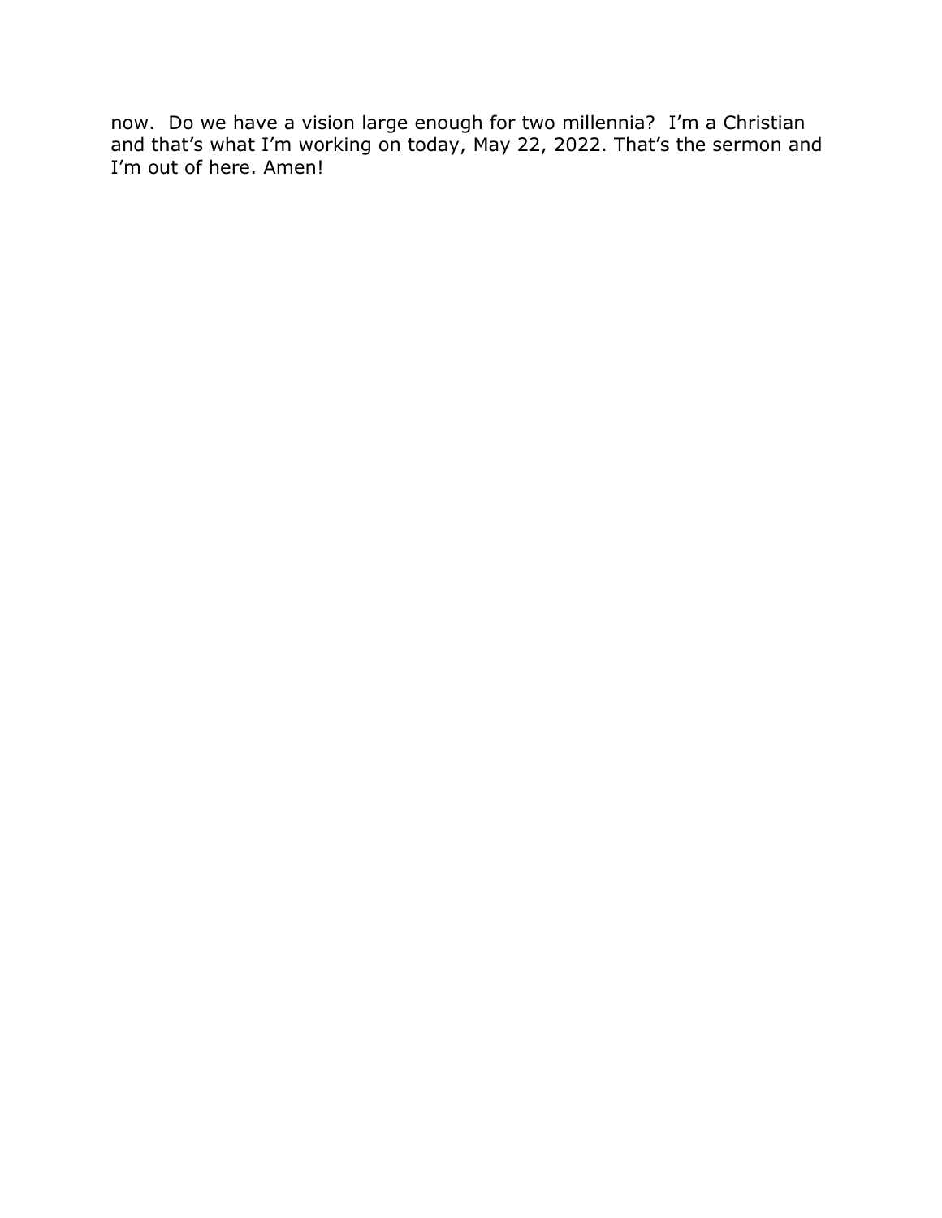now. Do we have a vision large enough for two millennia? I'm a Christian and that's what I'm working on today, May 22, 2022. That's the sermon and I'm out of here. Amen!